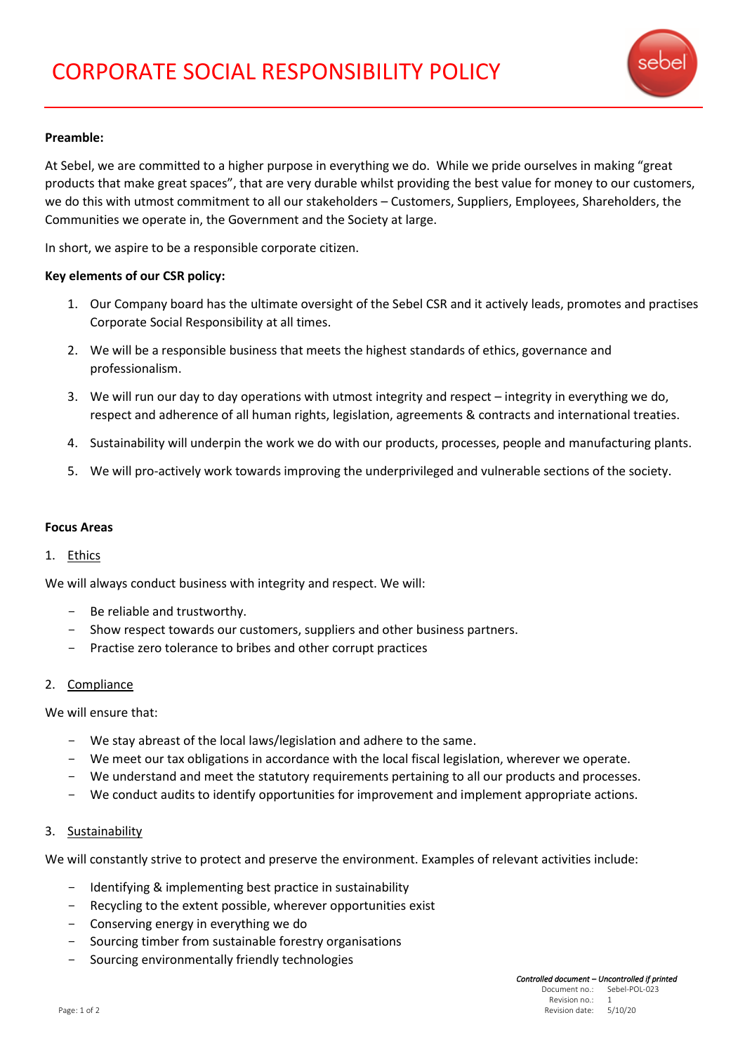# CORPORATE SOCIAL RESPONSIBILITY POLICY

**Preamble:**

At Sebel, we are committed to a higher purpose in everything we do. While we pride ourselves in making "great products that make great spaces", that are very durable whilst providing the best value for money to our customers, we do this with utmost commitment to all our stakeholders – Customers, Suppliers, Employees, Shareholders, the Communities we operate in, the Government and the Society at large.

In short, we aspire to be a responsible corporate citizen.

**Key elements of our CSR policy:**

1. Our Company board has the ultimate oversight of the Sebel CSR and it actively leads, promotes and practises Corporate Social Responsibility at all times.
2. We will be a responsible business that meets the highest standards of ethics, governance and professionalism.
3. We will run our day to day operations with utmost integrity and respect – integrity in everything we do, respect and adherence of all human rights, legislation, agreements & contracts and international treaties.
4. Sustainability will underpin the work we do with our products, processes, people and manufacturing plants.
5. We will pro-actively work towards improving the underprivileged and vulnerable sections of the society.

**Focus Areas**

1. Ethics

We will always conduct business with integrity and respect. We will:

- Be reliable and trustworthy.
- Show respect towards our customers, suppliers and other business partners.
- Practise zero tolerance to bribes and other corrupt practices

2. Compliance

We will ensure that:

- We stay abreast of the local laws/legislation and adhere to the same.
- We meet our tax obligations in accordance with the local fiscal legislation, wherever we operate.
- We understand and meet the statutory requirements pertaining to all our products and processes.
- We conduct audits to identify opportunities for improvement and implement appropriate actions.

3. Sustainability

We will constantly strive to protect and preserve the environment. Examples of relevant activities include:

- Identifying & implementing best practice in sustainability
- Recycling to the extent possible, wherever opportunities exist
- Conserving energy in everything we do
- Sourcing timber from sustainable forestry organisations
- Sourcing environmentally friendly technologies

*Controlled document – Uncontrolled if printed*
Document no.: Sebel-POL-023
Revision no.: 1
Revision date: 5/10/20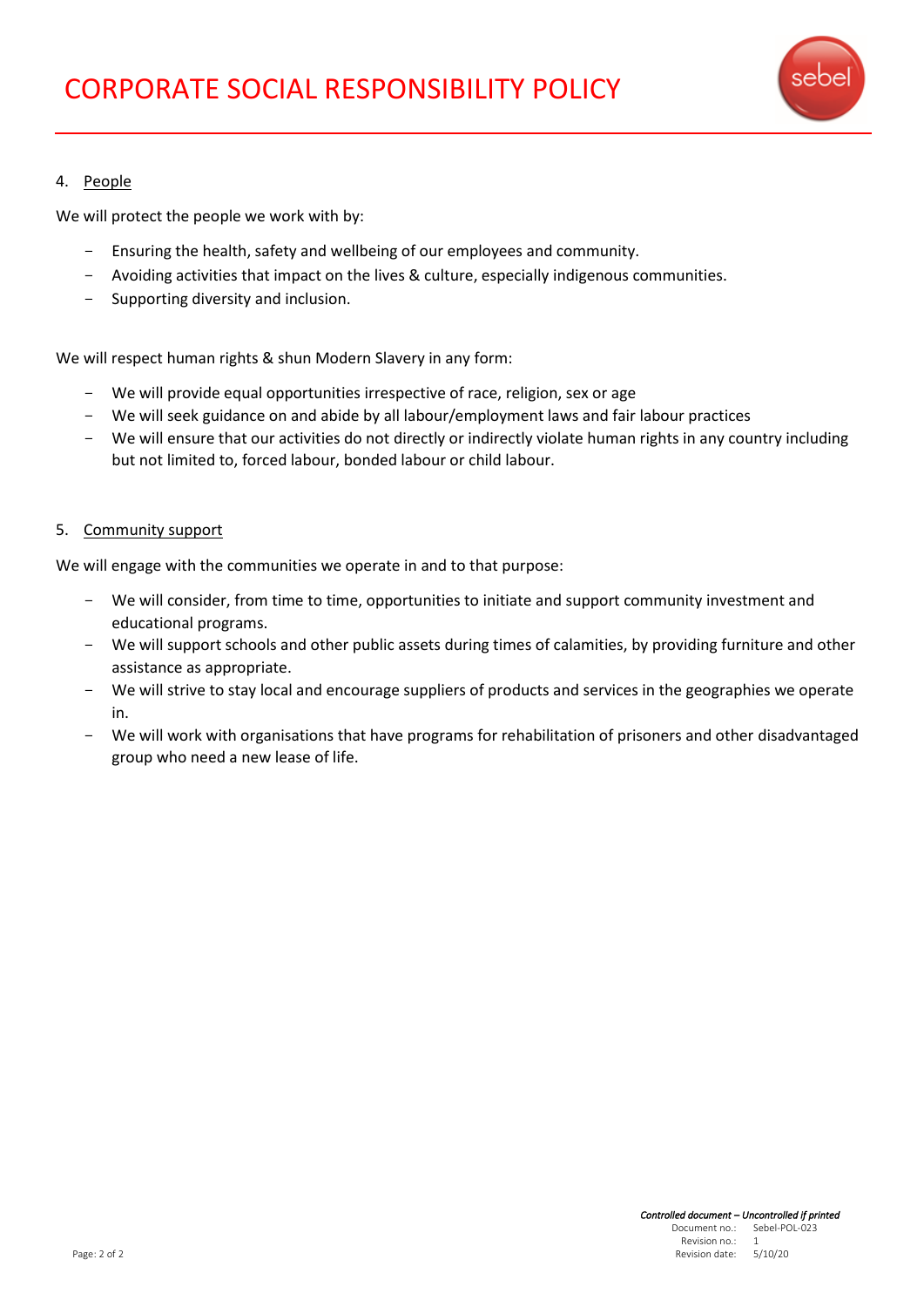## 4. People

We will protect the people we work with by:

- Ensuring the health, safety and wellbeing of our employees and community.
- Avoiding activities that impact on the lives & culture, especially indigenous communities.
- Supporting diversity and inclusion.

We will respect human rights & shun Modern Slavery in any form:

- We will provide equal opportunities irrespective of race, religion, sex or age
- We will seek guidance on and abide by all labour/employment laws and fair labour practices
- We will ensure that our activities do not directly or indirectly violate human rights in any country including but not limited to, forced labour, bonded labour or child labour.

## 5. Community support

We will engage with the communities we operate in and to that purpose:

- We will consider, from time to time, opportunities to initiate and support community investment and educational programs.
- We will support schools and other public assets during times of calamities, by providing furniture and other assistance as appropriate.
- We will strive to stay local and encourage suppliers of products and services in the geographies we operate in.
- We will work with organisations that have programs for rehabilitation of prisoners and other disadvantaged group who need a new lease of life.